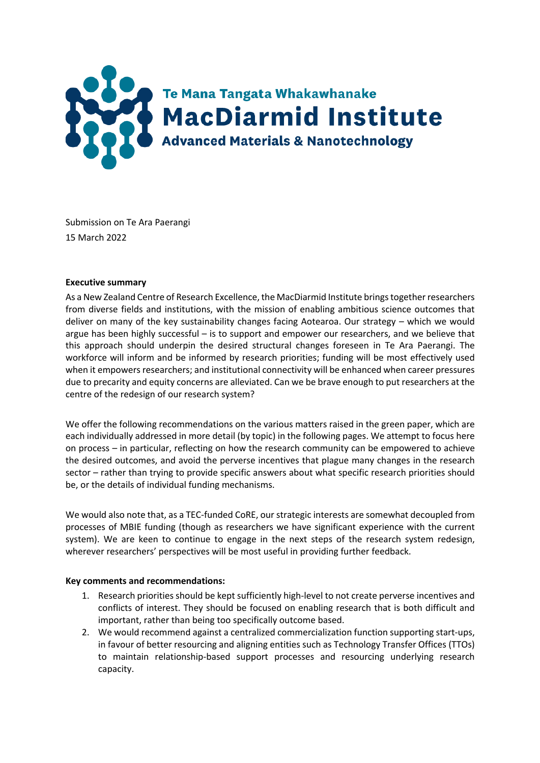Te Mana Tangata Whakawhanake
**MacDiarmid Institute**
**Advanced Materials & Nanotechnology**

Submission on Te Ara Paerangi
15 March 2022

**Executive summary**

As a New Zealand Centre of Research Excellence, the MacDiarmid Institute brings together researchers from diverse fields and institutions, with the mission of enabling ambitious science outcomes that deliver on many of the key sustainability changes facing Aotearoa. Our strategy – which we would argue has been highly successful – is to support and empower our researchers, and we believe that this approach should underpin the desired structural changes foreseen in Te Ara Paerangi. The workforce will inform and be informed by research priorities; funding will be most effectively used when it empowers researchers; and institutional connectivity will be enhanced when career pressures due to precarity and equity concerns are alleviated. Can we be brave enough to put researchers at the centre of the redesign of our research system?

We offer the following recommendations on the various matters raised in the green paper, which are each individually addressed in more detail (by topic) in the following pages. We attempt to focus here on process – in particular, reflecting on how the research community can be empowered to achieve the desired outcomes, and avoid the perverse incentives that plague many changes in the research sector – rather than trying to provide specific answers about what specific research priorities should be, or the details of individual funding mechanisms.

We would also note that, as a TEC-funded CoRE, our strategic interests are somewhat decoupled from processes of MBIE funding (though as researchers we have significant experience with the current system). We are keen to continue to engage in the next steps of the research system redesign, wherever researchers' perspectives will be most useful in providing further feedback.

**Key comments and recommendations:**

1. Research priorities should be kept sufficiently high-level to not create perverse incentives and conflicts of interest. They should be focused on enabling research that is both difficult and important, rather than being too specifically outcome based.
2. We would recommend against a centralized commercialization function supporting start-ups, in favour of better resourcing and aligning entities such as Technology Transfer Offices (TTOs) to maintain relationship-based support processes and resourcing underlying research capacity.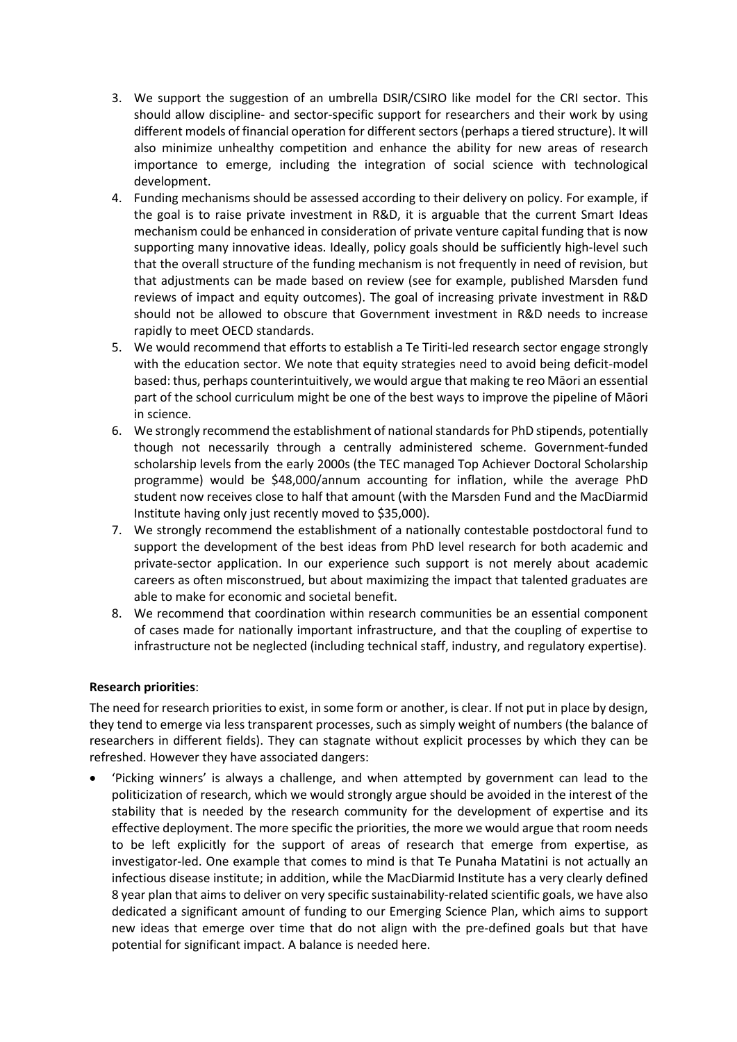3. We support the suggestion of an umbrella DSIR/CSIRO like model for the CRI sector. This should allow discipline- and sector-specific support for researchers and their work by using different models of financial operation for different sectors (perhaps a tiered structure). It will also minimize unhealthy competition and enhance the ability for new areas of research importance to emerge, including the integration of social science with technological development.
4. Funding mechanisms should be assessed according to their delivery on policy. For example, if the goal is to raise private investment in R&D, it is arguable that the current Smart Ideas mechanism could be enhanced in consideration of private venture capital funding that is now supporting many innovative ideas. Ideally, policy goals should be sufficiently high-level such that the overall structure of the funding mechanism is not frequently in need of revision, but that adjustments can be made based on review (see for example, published Marsden fund reviews of impact and equity outcomes). The goal of increasing private investment in R&D should not be allowed to obscure that Government investment in R&D needs to increase rapidly to meet OECD standards.
5. We would recommend that efforts to establish a Te Tiriti-led research sector engage strongly with the education sector. We note that equity strategies need to avoid being deficit-model based: thus, perhaps counterintuitively, we would argue that making te reo Māori an essential part of the school curriculum might be one of the best ways to improve the pipeline of Māori in science.
6. We strongly recommend the establishment of national standards for PhD stipends, potentially though not necessarily through a centrally administered scheme. Government-funded scholarship levels from the early 2000s (the TEC managed Top Achiever Doctoral Scholarship programme) would be $48,000/annum accounting for inflation, while the average PhD student now receives close to half that amount (with the Marsden Fund and the MacDiarmid Institute having only just recently moved to $35,000).
7. We strongly recommend the establishment of a nationally contestable postdoctoral fund to support the development of the best ideas from PhD level research for both academic and private-sector application. In our experience such support is not merely about academic careers as often misconstrued, but about maximizing the impact that talented graduates are able to make for economic and societal benefit.
8. We recommend that coordination within research communities be an essential component of cases made for nationally important infrastructure, and that the coupling of expertise to infrastructure not be neglected (including technical staff, industry, and regulatory expertise).

**Research priorities**:

The need for research priorities to exist, in some form or another, is clear. If not put in place by design, they tend to emerge via less transparent processes, such as simply weight of numbers (the balance of researchers in different fields). They can stagnate without explicit processes by which they can be refreshed. However they have associated dangers:

- 'Picking winners' is always a challenge, and when attempted by government can lead to the politicization of research, which we would strongly argue should be avoided in the interest of the stability that is needed by the research community for the development of expertise and its effective deployment. The more specific the priorities, the more we would argue that room needs to be left explicitly for the support of areas of research that emerge from expertise, as investigator-led. One example that comes to mind is that Te Punaha Matatini is not actually an infectious disease institute; in addition, while the MacDiarmid Institute has a very clearly defined 8 year plan that aims to deliver on very specific sustainability-related scientific goals, we have also dedicated a significant amount of funding to our Emerging Science Plan, which aims to support new ideas that emerge over time that do not align with the pre-defined goals but that have potential for significant impact. A balance is needed here.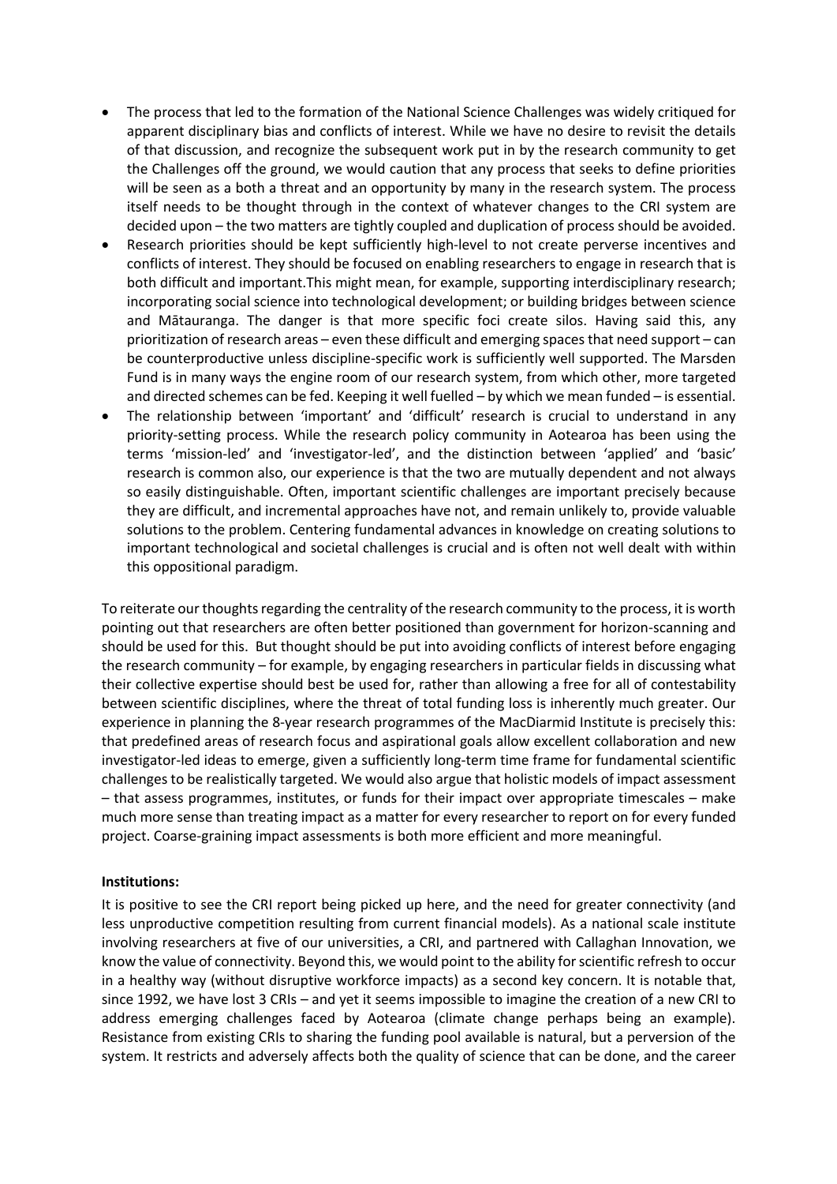- The process that led to the formation of the National Science Challenges was widely critiqued for apparent disciplinary bias and conflicts of interest. While we have no desire to revisit the details of that discussion, and recognize the subsequent work put in by the research community to get the Challenges off the ground, we would caution that any process that seeks to define priorities will be seen as a both a threat and an opportunity by many in the research system. The process itself needs to be thought through in the context of whatever changes to the CRI system are decided upon – the two matters are tightly coupled and duplication of process should be avoided.
- Research priorities should be kept sufficiently high-level to not create perverse incentives and conflicts of interest. They should be focused on enabling researchers to engage in research that is both difficult and important.This might mean, for example, supporting interdisciplinary research; incorporating social science into technological development; or building bridges between science and Mātauranga. The danger is that more specific foci create silos. Having said this, any prioritization of research areas – even these difficult and emerging spaces that need support – can be counterproductive unless discipline-specific work is sufficiently well supported. The Marsden Fund is in many ways the engine room of our research system, from which other, more targeted and directed schemes can be fed. Keeping it well fuelled – by which we mean funded – is essential.
- The relationship between 'important' and 'difficult' research is crucial to understand in any priority-setting process. While the research policy community in Aotearoa has been using the terms 'mission-led' and 'investigator-led', and the distinction between 'applied' and 'basic' research is common also, our experience is that the two are mutually dependent and not always so easily distinguishable. Often, important scientific challenges are important precisely because they are difficult, and incremental approaches have not, and remain unlikely to, provide valuable solutions to the problem. Centering fundamental advances in knowledge on creating solutions to important technological and societal challenges is crucial and is often not well dealt with within this oppositional paradigm.

To reiterate our thoughts regarding the centrality of the research community to the process, it is worth pointing out that researchers are often better positioned than government for horizon-scanning and should be used for this. But thought should be put into avoiding conflicts of interest before engaging the research community – for example, by engaging researchers in particular fields in discussing what their collective expertise should best be used for, rather than allowing a free for all of contestability between scientific disciplines, where the threat of total funding loss is inherently much greater. Our experience in planning the 8-year research programmes of the MacDiarmid Institute is precisely this: that predefined areas of research focus and aspirational goals allow excellent collaboration and new investigator-led ideas to emerge, given a sufficiently long-term time frame for fundamental scientific challenges to be realistically targeted. We would also argue that holistic models of impact assessment – that assess programmes, institutes, or funds for their impact over appropriate timescales – make much more sense than treating impact as a matter for every researcher to report on for every funded project. Coarse-graining impact assessments is both more efficient and more meaningful.

**Institutions:**

It is positive to see the CRI report being picked up here, and the need for greater connectivity (and less unproductive competition resulting from current financial models). As a national scale institute involving researchers at five of our universities, a CRI, and partnered with Callaghan Innovation, we know the value of connectivity. Beyond this, we would point to the ability for scientific refresh to occur in a healthy way (without disruptive workforce impacts) as a second key concern. It is notable that, since 1992, we have lost 3 CRIs – and yet it seems impossible to imagine the creation of a new CRI to address emerging challenges faced by Aotearoa (climate change perhaps being an example). Resistance from existing CRIs to sharing the funding pool available is natural, but a perversion of the system. It restricts and adversely affects both the quality of science that can be done, and the career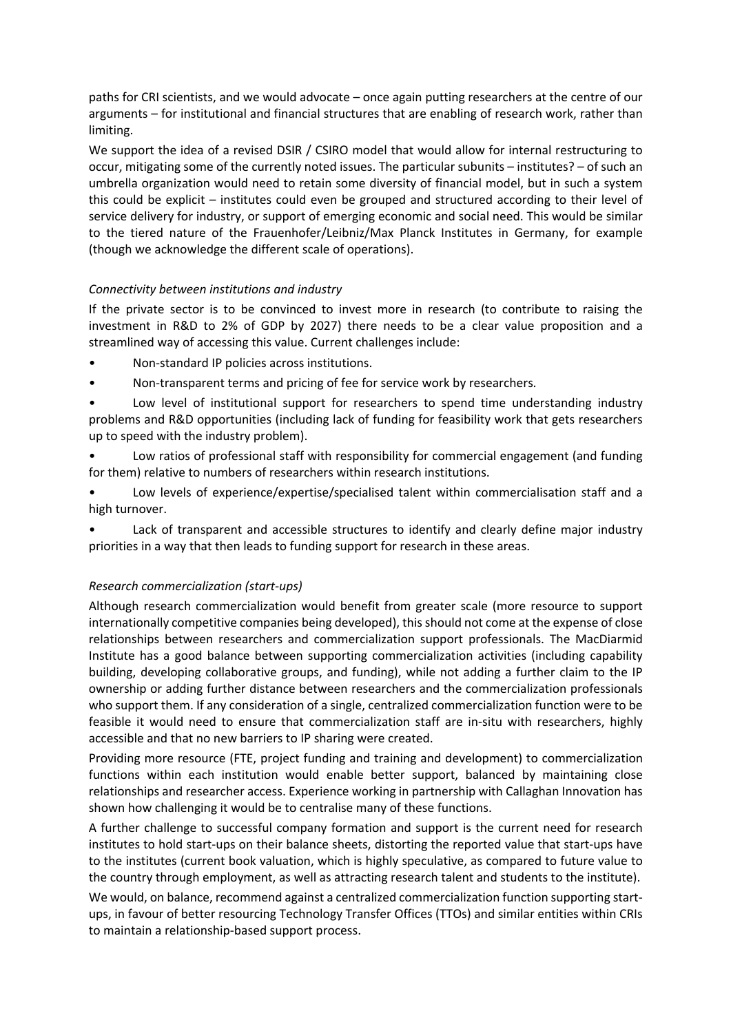paths for CRI scientists, and we would advocate – once again putting researchers at the centre of our arguments – for institutional and financial structures that are enabling of research work, rather than limiting.

We support the idea of a revised DSIR / CSIRO model that would allow for internal restructuring to occur, mitigating some of the currently noted issues. The particular subunits – institutes? – of such an umbrella organization would need to retain some diversity of financial model, but in such a system this could be explicit – institutes could even be grouped and structured according to their level of service delivery for industry, or support of emerging economic and social need. This would be similar to the tiered nature of the Frauenhofer/Leibniz/Max Planck Institutes in Germany, for example (though we acknowledge the different scale of operations).

*Connectivity between institutions and industry*

If the private sector is to be convinced to invest more in research (to contribute to raising the investment in R&D to 2% of GDP by 2027) there needs to be a clear value proposition and a streamlined way of accessing this value. Current challenges include:

- Non-standard IP policies across institutions.
- Non-transparent terms and pricing of fee for service work by researchers.
- Low level of institutional support for researchers to spend time understanding industry problems and R&D opportunities (including lack of funding for feasibility work that gets researchers up to speed with the industry problem).
- Low ratios of professional staff with responsibility for commercial engagement (and funding for them) relative to numbers of researchers within research institutions.
- Low levels of experience/expertise/specialised talent within commercialisation staff and a high turnover.
- Lack of transparent and accessible structures to identify and clearly define major industry priorities in a way that then leads to funding support for research in these areas.

*Research commercialization (start-ups)*

Although research commercialization would benefit from greater scale (more resource to support internationally competitive companies being developed), this should not come at the expense of close relationships between researchers and commercialization support professionals. The MacDiarmid Institute has a good balance between supporting commercialization activities (including capability building, developing collaborative groups, and funding), while not adding a further claim to the IP ownership or adding further distance between researchers and the commercialization professionals who support them. If any consideration of a single, centralized commercialization function were to be feasible it would need to ensure that commercialization staff are in-situ with researchers, highly accessible and that no new barriers to IP sharing were created.

Providing more resource (FTE, project funding and training and development) to commercialization functions within each institution would enable better support, balanced by maintaining close relationships and researcher access. Experience working in partnership with Callaghan Innovation has shown how challenging it would be to centralise many of these functions.

A further challenge to successful company formation and support is the current need for research institutes to hold start-ups on their balance sheets, distorting the reported value that start-ups have to the institutes (current book valuation, which is highly speculative, as compared to future value to the country through employment, as well as attracting research talent and students to the institute).

We would, on balance, recommend against a centralized commercialization function supporting start-ups, in favour of better resourcing Technology Transfer Offices (TTOs) and similar entities within CRIs to maintain a relationship-based support process.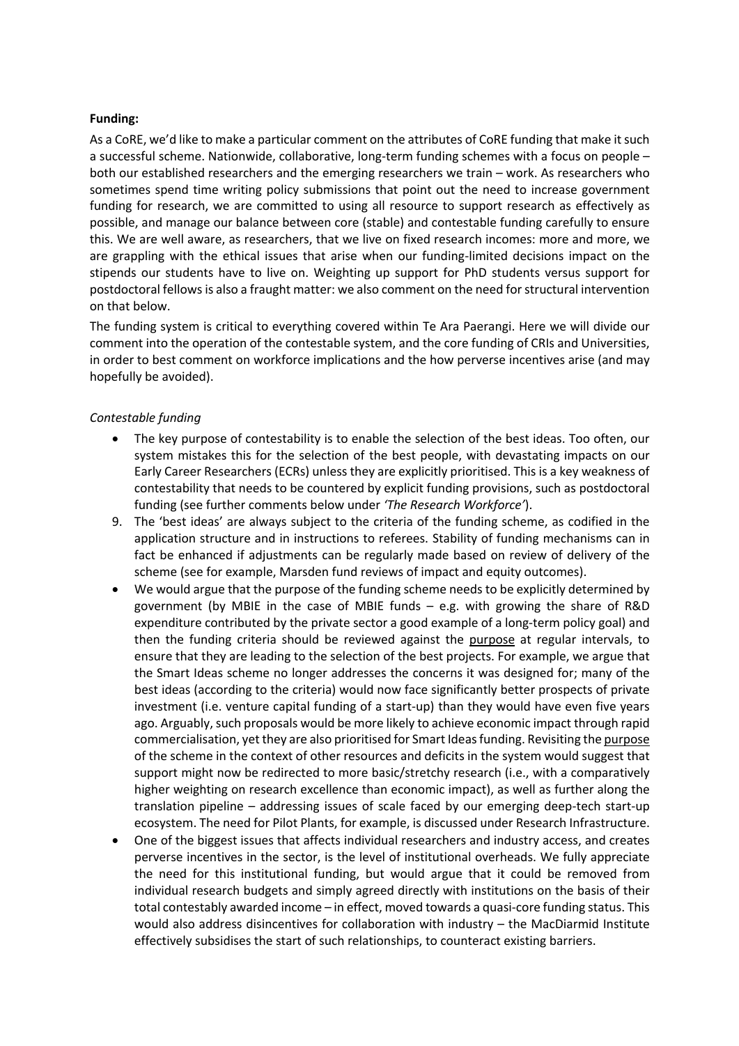**Funding:**

As a CoRE, we'd like to make a particular comment on the attributes of CoRE funding that make it such a successful scheme. Nationwide, collaborative, long-term funding schemes with a focus on people – both our established researchers and the emerging researchers we train – work. As researchers who sometimes spend time writing policy submissions that point out the need to increase government funding for research, we are committed to using all resource to support research as effectively as possible, and manage our balance between core (stable) and contestable funding carefully to ensure this. We are well aware, as researchers, that we live on fixed research incomes: more and more, we are grappling with the ethical issues that arise when our funding-limited decisions impact on the stipends our students have to live on. Weighting up support for PhD students versus support for postdoctoral fellows is also a fraught matter: we also comment on the need for structural intervention on that below.

The funding system is critical to everything covered within Te Ara Paerangi. Here we will divide our comment into the operation of the contestable system, and the core funding of CRIs and Universities, in order to best comment on workforce implications and the how perverse incentives arise (and may hopefully be avoided).

*Contestable funding*

- The key purpose of contestability is to enable the selection of the best ideas. Too often, our system mistakes this for the selection of the best people, with devastating impacts on our Early Career Researchers (ECRs) unless they are explicitly prioritised. This is a key weakness of contestability that needs to be countered by explicit funding provisions, such as postdoctoral funding (see further comments below under *'The Research Workforce'*).

9. The 'best ideas' are always subject to the criteria of the funding scheme, as codified in the application structure and in instructions to referees. Stability of funding mechanisms can in fact be enhanced if adjustments can be regularly made based on review of delivery of the scheme (see for example, Marsden fund reviews of impact and equity outcomes).

- We would argue that the purpose of the funding scheme needs to be explicitly determined by government (by MBIE in the case of MBIE funds – e.g. with growing the share of R&D expenditure contributed by the private sector a good example of a long-term policy goal) and then the funding criteria should be reviewed against the <u>purpose</u> at regular intervals, to ensure that they are leading to the selection of the best projects. For example, we argue that the Smart Ideas scheme no longer addresses the concerns it was designed for; many of the best ideas (according to the criteria) would now face significantly better prospects of private investment (i.e. venture capital funding of a start-up) than they would have even five years ago. Arguably, such proposals would be more likely to achieve economic impact through rapid commercialisation, yet they are also prioritised for Smart Ideas funding. Revisiting the <u>purpose</u> of the scheme in the context of other resources and deficits in the system would suggest that support might now be redirected to more basic/stretchy research (i.e., with a comparatively higher weighting on research excellence than economic impact), as well as further along the translation pipeline – addressing issues of scale faced by our emerging deep-tech start-up ecosystem. The need for Pilot Plants, for example, is discussed under Research Infrastructure.
- One of the biggest issues that affects individual researchers and industry access, and creates perverse incentives in the sector, is the level of institutional overheads. We fully appreciate the need for this institutional funding, but would argue that it could be removed from individual research budgets and simply agreed directly with institutions on the basis of their total contestably awarded income – in effect, moved towards a quasi-core funding status. This would also address disincentives for collaboration with industry – the MacDiarmid Institute effectively subsidises the start of such relationships, to counteract existing barriers.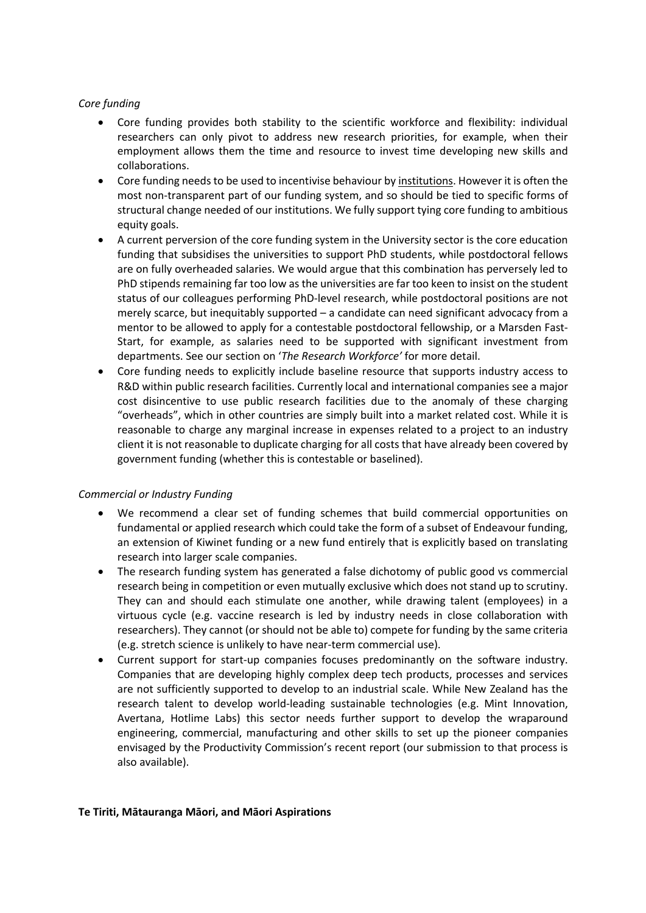*Core funding*

- Core funding provides both stability to the scientific workforce and flexibility: individual researchers can only pivot to address new research priorities, for example, when their employment allows them the time and resource to invest time developing new skills and collaborations.
- Core funding needs to be used to incentivise behaviour by <u>institutions</u>. However it is often the most non-transparent part of our funding system, and so should be tied to specific forms of structural change needed of our institutions. We fully support tying core funding to ambitious equity goals.
- A current perversion of the core funding system in the University sector is the core education funding that subsidises the universities to support PhD students, while postdoctoral fellows are on fully overheaded salaries. We would argue that this combination has perversely led to PhD stipends remaining far too low as the universities are far too keen to insist on the student status of our colleagues performing PhD-level research, while postdoctoral positions are not merely scarce, but inequitably supported – a candidate can need significant advocacy from a mentor to be allowed to apply for a contestable postdoctoral fellowship, or a Marsden Fast-Start, for example, as salaries need to be supported with significant investment from departments. See our section on '*The Research Workforce'* for more detail.
- Core funding needs to explicitly include baseline resource that supports industry access to R&D within public research facilities. Currently local and international companies see a major cost disincentive to use public research facilities due to the anomaly of these charging "overheads", which in other countries are simply built into a market related cost. While it is reasonable to charge any marginal increase in expenses related to a project to an industry client it is not reasonable to duplicate charging for all costs that have already been covered by government funding (whether this is contestable or baselined).

*Commercial or Industry Funding*

- We recommend a clear set of funding schemes that build commercial opportunities on fundamental or applied research which could take the form of a subset of Endeavour funding, an extension of Kiwinet funding or a new fund entirely that is explicitly based on translating research into larger scale companies.
- The research funding system has generated a false dichotomy of public good vs commercial research being in competition or even mutually exclusive which does not stand up to scrutiny. They can and should each stimulate one another, while drawing talent (employees) in a virtuous cycle (e.g. vaccine research is led by industry needs in close collaboration with researchers). They cannot (or should not be able to) compete for funding by the same criteria (e.g. stretch science is unlikely to have near-term commercial use).
- Current support for start-up companies focuses predominantly on the software industry. Companies that are developing highly complex deep tech products, processes and services are not sufficiently supported to develop to an industrial scale. While New Zealand has the research talent to develop world-leading sustainable technologies (e.g. Mint Innovation, Avertana, Hotlime Labs) this sector needs further support to develop the wraparound engineering, commercial, manufacturing and other skills to set up the pioneer companies envisaged by the Productivity Commission's recent report (our submission to that process is also available).

**Te Tiriti, Mātauranga Māori, and Māori Aspirations**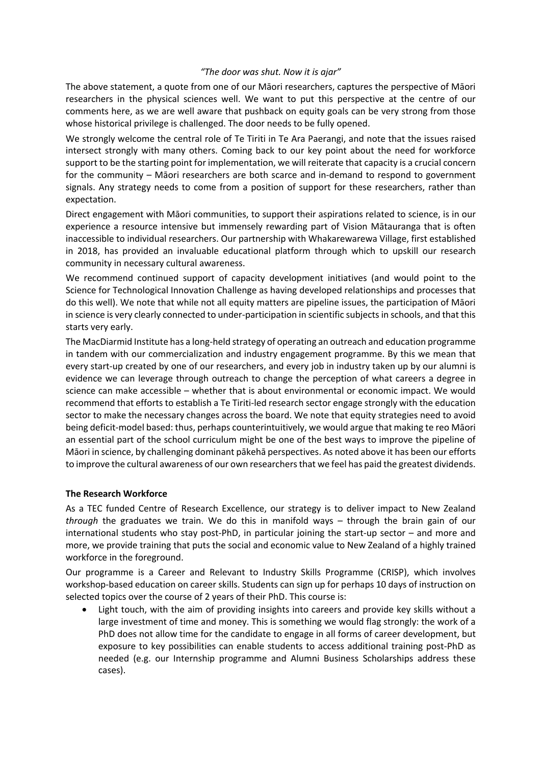*"The door was shut. Now it is ajar"*

The above statement, a quote from one of our Māori researchers, captures the perspective of Māori researchers in the physical sciences well. We want to put this perspective at the centre of our comments here, as we are well aware that pushback on equity goals can be very strong from those whose historical privilege is challenged. The door needs to be fully opened.

We strongly welcome the central role of Te Tiriti in Te Ara Paerangi, and note that the issues raised intersect strongly with many others. Coming back to our key point about the need for workforce support to be the starting point for implementation, we will reiterate that capacity is a crucial concern for the community – Māori researchers are both scarce and in-demand to respond to government signals. Any strategy needs to come from a position of support for these researchers, rather than expectation.

Direct engagement with Māori communities, to support their aspirations related to science, is in our experience a resource intensive but immensely rewarding part of Vision Mātauranga that is often inaccessible to individual researchers. Our partnership with Whakarewarewa Village, first established in 2018, has provided an invaluable educational platform through which to upskill our research community in necessary cultural awareness.

We recommend continued support of capacity development initiatives (and would point to the Science for Technological Innovation Challenge as having developed relationships and processes that do this well). We note that while not all equity matters are pipeline issues, the participation of Māori in science is very clearly connected to under-participation in scientific subjects in schools, and that this starts very early.

The MacDiarmid Institute has a long-held strategy of operating an outreach and education programme in tandem with our commercialization and industry engagement programme. By this we mean that every start-up created by one of our researchers, and every job in industry taken up by our alumni is evidence we can leverage through outreach to change the perception of what careers a degree in science can make accessible – whether that is about environmental or economic impact. We would recommend that efforts to establish a Te Tiriti-led research sector engage strongly with the education sector to make the necessary changes across the board. We note that equity strategies need to avoid being deficit-model based: thus, perhaps counterintuitively, we would argue that making te reo Māori an essential part of the school curriculum might be one of the best ways to improve the pipeline of Māori in science, by challenging dominant pākehā perspectives. As noted above it has been our efforts to improve the cultural awareness of our own researchers that we feel has paid the greatest dividends.

**The Research Workforce**

As a TEC funded Centre of Research Excellence, our strategy is to deliver impact to New Zealand *through* the graduates we train. We do this in manifold ways – through the brain gain of our international students who stay post-PhD, in particular joining the start-up sector – and more and more, we provide training that puts the social and economic value to New Zealand of a highly trained workforce in the foreground.

Our programme is a Career and Relevant to Industry Skills Programme (CRISP), which involves workshop-based education on career skills. Students can sign up for perhaps 10 days of instruction on selected topics over the course of 2 years of their PhD. This course is:

- Light touch, with the aim of providing insights into careers and provide key skills without a large investment of time and money. This is something we would flag strongly: the work of a PhD does not allow time for the candidate to engage in all forms of career development, but exposure to key possibilities can enable students to access additional training post-PhD as needed (e.g. our Internship programme and Alumni Business Scholarships address these cases).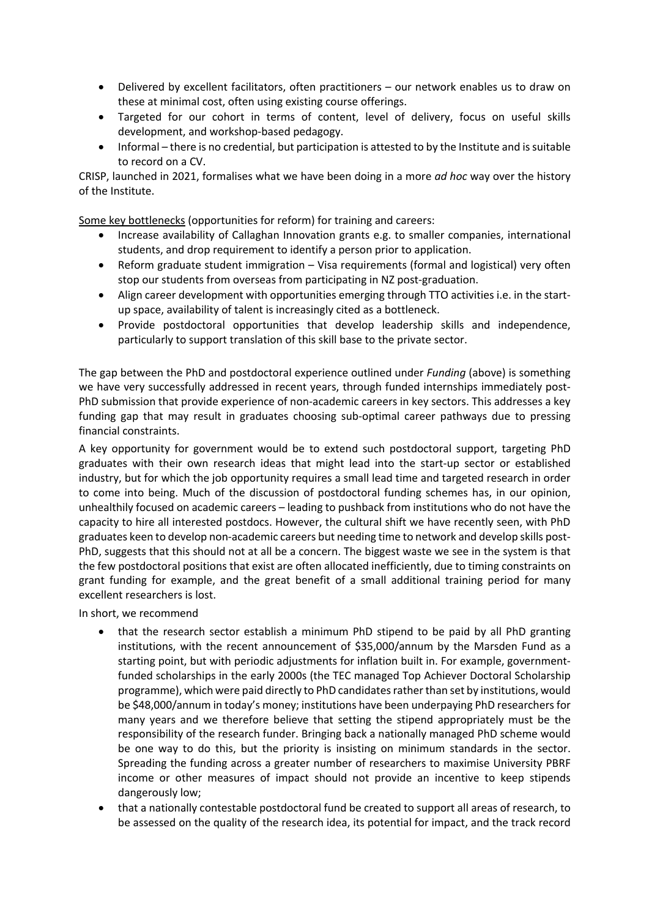- Delivered by excellent facilitators, often practitioners – our network enables us to draw on these at minimal cost, often using existing course offerings.
- Targeted for our cohort in terms of content, level of delivery, focus on useful skills development, and workshop-based pedagogy.
- Informal – there is no credential, but participation is attested to by the Institute and is suitable to record on a CV.

CRISP, launched in 2021, formalises what we have been doing in a more *ad hoc* way over the history of the Institute.

<u>Some key bottlenecks</u> (opportunities for reform) for training and careers:

- Increase availability of Callaghan Innovation grants e.g. to smaller companies, international students, and drop requirement to identify a person prior to application.
- Reform graduate student immigration – Visa requirements (formal and logistical) very often stop our students from overseas from participating in NZ post-graduation.
- Align career development with opportunities emerging through TTO activities i.e. in the start-up space, availability of talent is increasingly cited as a bottleneck.
- Provide postdoctoral opportunities that develop leadership skills and independence, particularly to support translation of this skill base to the private sector.

The gap between the PhD and postdoctoral experience outlined under *Funding* (above) is something we have very successfully addressed in recent years, through funded internships immediately post-PhD submission that provide experience of non-academic careers in key sectors. This addresses a key funding gap that may result in graduates choosing sub-optimal career pathways due to pressing financial constraints.

A key opportunity for government would be to extend such postdoctoral support, targeting PhD graduates with their own research ideas that might lead into the start-up sector or established industry, but for which the job opportunity requires a small lead time and targeted research in order to come into being. Much of the discussion of postdoctoral funding schemes has, in our opinion, unhealthily focused on academic careers – leading to pushback from institutions who do not have the capacity to hire all interested postdocs. However, the cultural shift we have recently seen, with PhD graduates keen to develop non-academic careers but needing time to network and develop skills post-PhD, suggests that this should not at all be a concern. The biggest waste we see in the system is that the few postdoctoral positions that exist are often allocated inefficiently, due to timing constraints on grant funding for example, and the great benefit of a small additional training period for many excellent researchers is lost.

In short, we recommend

- that the research sector establish a minimum PhD stipend to be paid by all PhD granting institutions, with the recent announcement of \$35,000/annum by the Marsden Fund as a starting point, but with periodic adjustments for inflation built in. For example, government-funded scholarships in the early 2000s (the TEC managed Top Achiever Doctoral Scholarship programme), which were paid directly to PhD candidates rather than set by institutions, would be \$48,000/annum in today's money; institutions have been underpaying PhD researchers for many years and we therefore believe that setting the stipend appropriately must be the responsibility of the research funder. Bringing back a nationally managed PhD scheme would be one way to do this, but the priority is insisting on minimum standards in the sector. Spreading the funding across a greater number of researchers to maximise University PBRF income or other measures of impact should not provide an incentive to keep stipends dangerously low;
- that a nationally contestable postdoctoral fund be created to support all areas of research, to be assessed on the quality of the research idea, its potential for impact, and the track record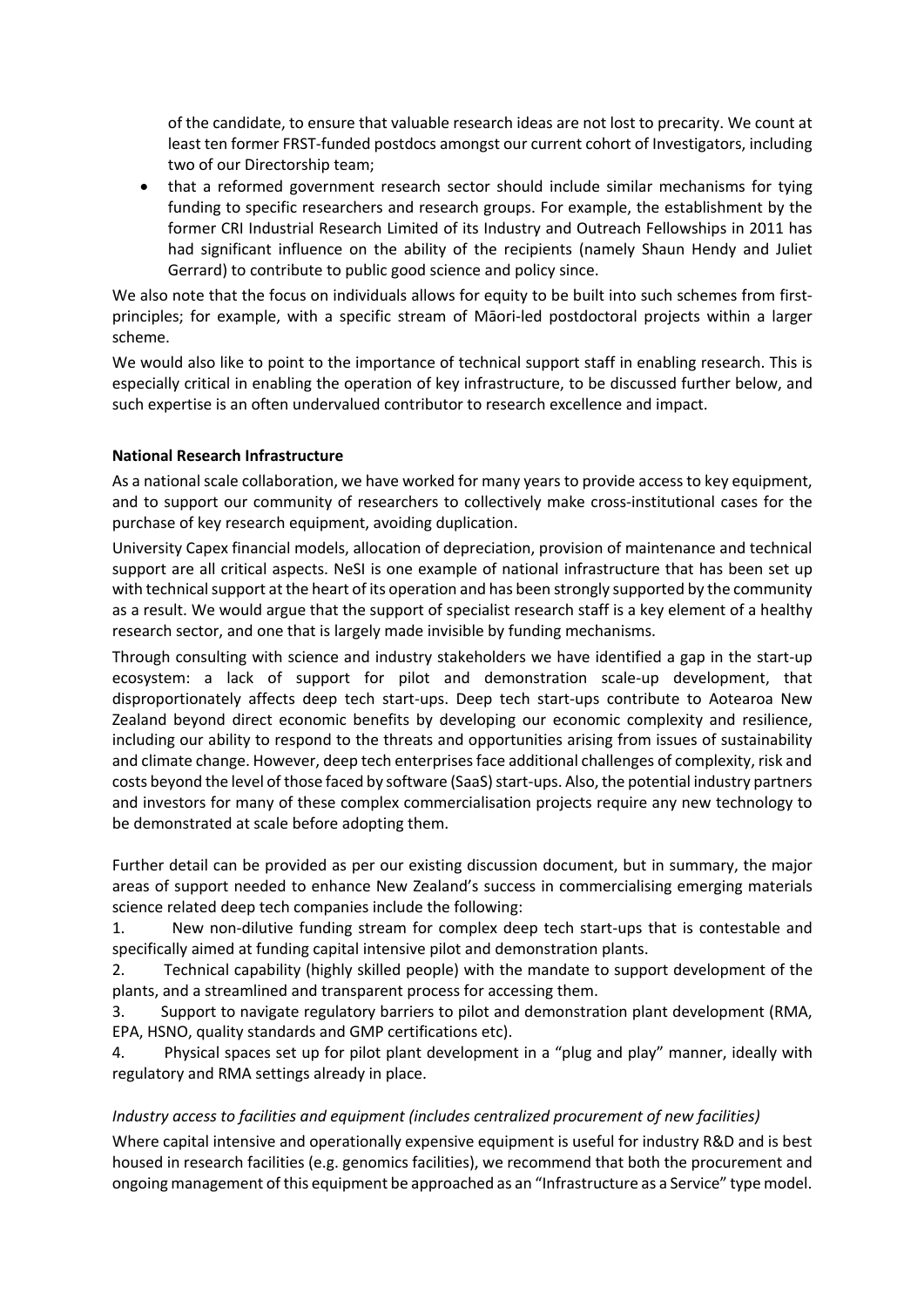of the candidate, to ensure that valuable research ideas are not lost to precarity. We count at least ten former FRST-funded postdocs amongst our current cohort of Investigators, including two of our Directorship team;

- that a reformed government research sector should include similar mechanisms for tying funding to specific researchers and research groups. For example, the establishment by the former CRI Industrial Research Limited of its Industry and Outreach Fellowships in 2011 has had significant influence on the ability of the recipients (namely Shaun Hendy and Juliet Gerrard) to contribute to public good science and policy since.

We also note that the focus on individuals allows for equity to be built into such schemes from first-principles; for example, with a specific stream of Māori-led postdoctoral projects within a larger scheme.

We would also like to point to the importance of technical support staff in enabling research. This is especially critical in enabling the operation of key infrastructure, to be discussed further below, and such expertise is an often undervalued contributor to research excellence and impact.

**National Research Infrastructure**

As a national scale collaboration, we have worked for many years to provide access to key equipment, and to support our community of researchers to collectively make cross-institutional cases for the purchase of key research equipment, avoiding duplication.

University Capex financial models, allocation of depreciation, provision of maintenance and technical support are all critical aspects. NeSI is one example of national infrastructure that has been set up with technical support at the heart of its operation and has been strongly supported by the community as a result. We would argue that the support of specialist research staff is a key element of a healthy research sector, and one that is largely made invisible by funding mechanisms.

Through consulting with science and industry stakeholders we have identified a gap in the start-up ecosystem: a lack of support for pilot and demonstration scale-up development, that disproportionately affects deep tech start-ups. Deep tech start-ups contribute to Aotearoa New Zealand beyond direct economic benefits by developing our economic complexity and resilience, including our ability to respond to the threats and opportunities arising from issues of sustainability and climate change. However, deep tech enterprises face additional challenges of complexity, risk and costs beyond the level of those faced by software (SaaS) start-ups. Also, the potential industry partners and investors for many of these complex commercialisation projects require any new technology to be demonstrated at scale before adopting them.

Further detail can be provided as per our existing discussion document, but in summary, the major areas of support needed to enhance New Zealand's success in commercialising emerging materials science related deep tech companies include the following:

1. New non-dilutive funding stream for complex deep tech start-ups that is contestable and specifically aimed at funding capital intensive pilot and demonstration plants.
2. Technical capability (highly skilled people) with the mandate to support development of the plants, and a streamlined and transparent process for accessing them.
3. Support to navigate regulatory barriers to pilot and demonstration plant development (RMA, EPA, HSNO, quality standards and GMP certifications etc).
4. Physical spaces set up for pilot plant development in a "plug and play" manner, ideally with regulatory and RMA settings already in place.

*Industry access to facilities and equipment (includes centralized procurement of new facilities)*

Where capital intensive and operationally expensive equipment is useful for industry R&D and is best housed in research facilities (e.g. genomics facilities), we recommend that both the procurement and ongoing management of this equipment be approached as an "Infrastructure as a Service" type model.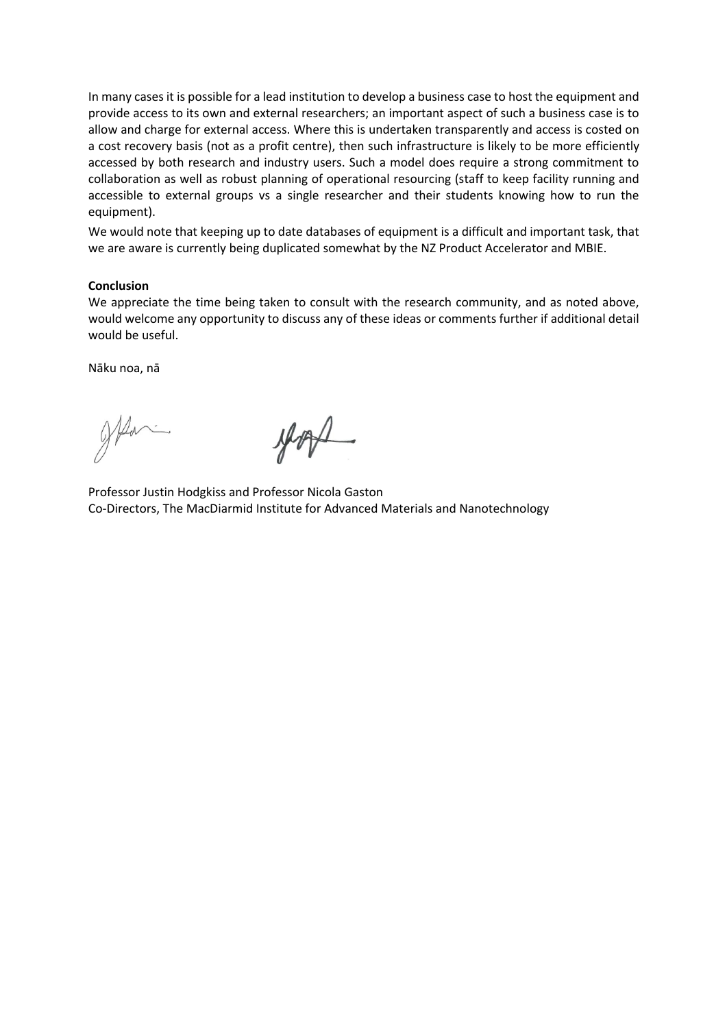In many cases it is possible for a lead institution to develop a business case to host the equipment and provide access to its own and external researchers; an important aspect of such a business case is to allow and charge for external access. Where this is undertaken transparently and access is costed on a cost recovery basis (not as a profit centre), then such infrastructure is likely to be more efficiently accessed by both research and industry users. Such a model does require a strong commitment to collaboration as well as robust planning of operational resourcing (staff to keep facility running and accessible to external groups vs a single researcher and their students knowing how to run the equipment).

We would note that keeping up to date databases of equipment is a difficult and important task, that we are aware is currently being duplicated somewhat by the NZ Product Accelerator and MBIE.

**Conclusion**

We appreciate the time being taken to consult with the research community, and as noted above, would welcome any opportunity to discuss any of these ideas or comments further if additional detail would be useful.

Nāku noa, nā

Professor Justin Hodgkiss and Professor Nicola Gaston
Co-Directors, The MacDiarmid Institute for Advanced Materials and Nanotechnology